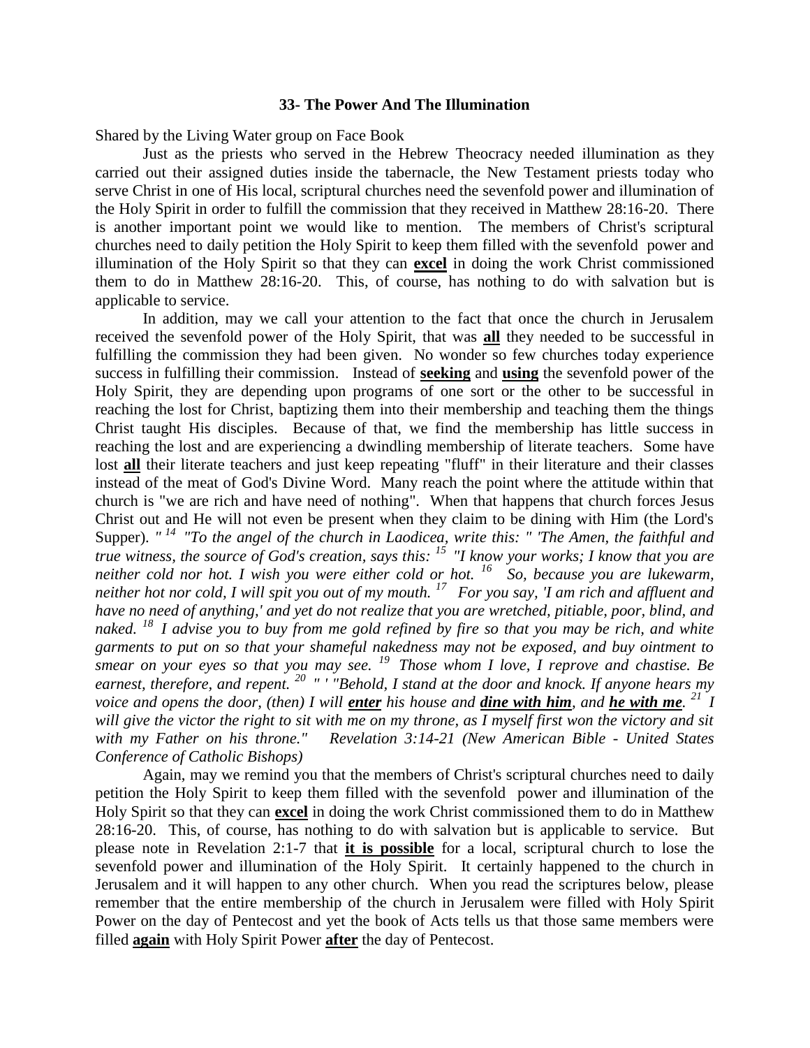### 33- The Power And The Illumination

Shared by the Living Water group on Face Book

Just as the priests who served in the Hebrew Theocracy needed illumination as they carried out their assigned duties inside the tabernacle, the New Testament priests today who serve Christ in one of His local, scriptural churches need the sevenfold power and illumination of the Holy Spirit in order to fulfill the commission that they received in Matthew 28:16-20. There is another important point we would like to mention. The members of Christ's scriptural churches need to daily petition the Holy Spirit to keep them filled with the sevenfold power and illumination of the Holy Spirit so that they can **excel** in doing the work Christ commissioned them to do in Matthew 28:16-20. This, of course, has nothing to do with salvation but is applicable to service.

In addition, may we call your attention to the fact that once the church in Jerusalem received the sevenfold power of the Holy Spirit, that was **all** they needed to be successful in fulfilling the commission they had been given. No wonder so few churches today experience success in fulfilling their commission. Instead of **seeking** and **using** the sevenfold power of the Holy Spirit, they are depending upon programs of one sort or the other to be successful in reaching the lost for Christ, baptizing them into their membership and teaching them the things Christ taught His disciples. Because of that, we find the membership has little success in reaching the lost and are experiencing a dwindling membership of literate teachers. Some have lost **all** their literate teachers and just keep repeating "fluff" in their literature and their classes instead of the meat of God's Divine Word. Many reach the point where the attitude within that church is "we are rich and have need of nothing". When that happens that church forces Jesus Christ out and He will not even be present when they claim to be dining with Him (the Lord's Supper). *" [14] "To the angel of the church in Laodicea, write this: " 'The Amen, the faithful and true witness, the source of God's creation, says this: [15] "I know your works; I know that you are neither cold nor hot. I wish you were either cold or hot. [16] So, because you are lukewarm, neither hot nor cold, I will spit you out of my mouth. [17] For you say, 'I am rich and affluent and have no need of anything,' and yet do not realize that you are wretched, pitiable, poor, blind, and naked. [18] I advise you to buy from me gold refined by fire so that you may be rich, and white garments to put on so that your shameful nakedness may not be exposed, and buy ointment to smear on your eyes so that you may see. [19] Those whom I love, I reprove and chastise. Be earnest, therefore, and repent. [20] " ' "Behold, I stand at the door and knock. If anyone hears my voice and opens the door, (then) I will **enter** his house and **dine with him**, and **he with me**. [21] I will give the victor the right to sit with me on my throne, as I myself first won the victory and sit with my Father on his throne." Revelation 3:14-21 (New American Bible - United States Conference of Catholic Bishops)*

Again, may we remind you that the members of Christ's scriptural churches need to daily petition the Holy Spirit to keep them filled with the sevenfold power and illumination of the Holy Spirit so that they can **excel** in doing the work Christ commissioned them to do in Matthew 28:16-20. This, of course, has nothing to do with salvation but is applicable to service. But please note in Revelation 2:1-7 that **it is possible** for a local, scriptural church to lose the sevenfold power and illumination of the Holy Spirit. It certainly happened to the church in Jerusalem and it will happen to any other church. When you read the scriptures below, please remember that the entire membership of the church in Jerusalem were filled with Holy Spirit Power on the day of Pentecost and yet the book of Acts tells us that those same members were filled **again** with Holy Spirit Power **after** the day of Pentecost.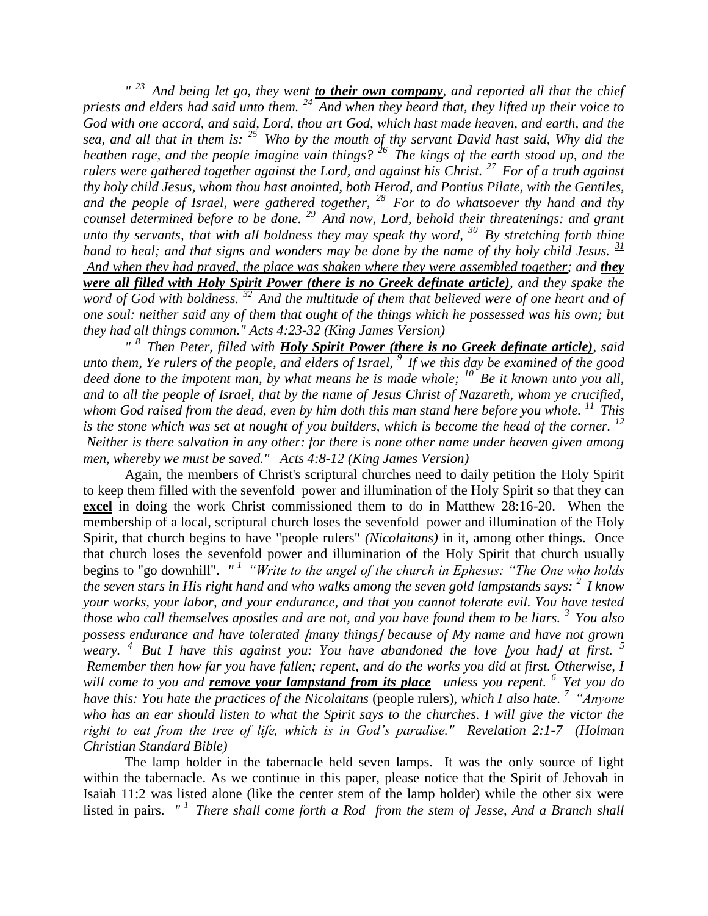*" [23] And being let go, they went* ***to their own company****, and reported all that the chief priests and elders had said unto them. [24] And when they heard that, they lifted up their voice to God with one accord, and said, Lord, thou art God, which hast made heaven, and earth, and the sea, and all that in them is: [25] Who by the mouth of thy servant David hast said, Why did the heathen rage, and the people imagine vain things? [26] The kings of the earth stood up, and the rulers were gathered together against the Lord, and against his Christ. [27] For of a truth against thy holy child Jesus, whom thou hast anointed, both Herod, and Pontius Pilate, with the Gentiles, and the people of Israel, were gathered together, [28] For to do whatsoever thy hand and thy counsel determined before to be done. [29] And now, Lord, behold their threatenings: and grant unto thy servants, that with all boldness they may speak thy word, [30] By stretching forth thine hand to heal; and that signs and wonders may be done by the name of thy holy child Jesus. [31] And when they had prayed, the place was shaken where they were assembled together; and* ***they were all filled with Holy Spirit Power (there is no Greek definate article)****, and they spake the word of God with boldness. [32] And the multitude of them that believed were of one heart and of one soul: neither said any of them that ought of the things which he possessed was his own; but they had all things common." Acts 4:23-32 (King James Version)*

*" [8] Then Peter, filled with* ***Holy Spirit Power (there is no Greek definate article)****, said unto them, Ye rulers of the people, and elders of Israel, [9] If we this day be examined of the good deed done to the impotent man, by what means he is made whole; [10] Be it known unto you all, and to all the people of Israel, that by the name of Jesus Christ of Nazareth, whom ye crucified, whom God raised from the dead, even by him doth this man stand here before you whole. [11] This is the stone which was set at nought of you builders, which is become the head of the corner. [12] Neither is there salvation in any other: for there is none other name under heaven given among men, whereby we must be saved." Acts 4:8-12 (King James Version)*

Again, the members of Christ's scriptural churches need to daily petition the Holy Spirit to keep them filled with the sevenfold power and illumination of the Holy Spirit so that they can **excel** in doing the work Christ commissioned them to do in Matthew 28:16-20. When the membership of a local, scriptural church loses the sevenfold power and illumination of the Holy Spirit, that church begins to have "people rulers" *(Nicolaitans)* in it, among other things. Once that church loses the sevenfold power and illumination of the Holy Spirit that church usually begins to "go downhill". *" [1] "Write to the angel of the church in Ephesus: "The One who holds the seven stars in His right hand and who walks among the seven gold lampstands says: [2] I know your works, your labor, and your endurance, and that you cannot tolerate evil. You have tested those who call themselves apostles and are not, and you have found them to be liars. [3] You also possess endurance and have tolerated [many things] because of My name and have not grown weary. [4] But I have this against you: You have abandoned the love [you had] at first. [5] Remember then how far you have fallen; repent, and do the works you did at first. Otherwise, I will come to you and* ***remove your lampstand from its place****—unless you repent. [6] Yet you do have this: You hate the practices of the Nicolaitans* (people rulers)*, which I also hate. [7] "Anyone who has an ear should listen to what the Spirit says to the churches. I will give the victor the right to eat from the tree of life, which is in God's paradise." Revelation 2:1-7 (Holman Christian Standard Bible)*

The lamp holder in the tabernacle held seven lamps. It was the only source of light within the tabernacle. As we continue in this paper, please notice that the Spirit of Jehovah in Isaiah 11:2 was listed alone (like the center stem of the lamp holder) while the other six were listed in pairs. *" [1] There shall come forth a Rod from the stem of Jesse, And a Branch shall*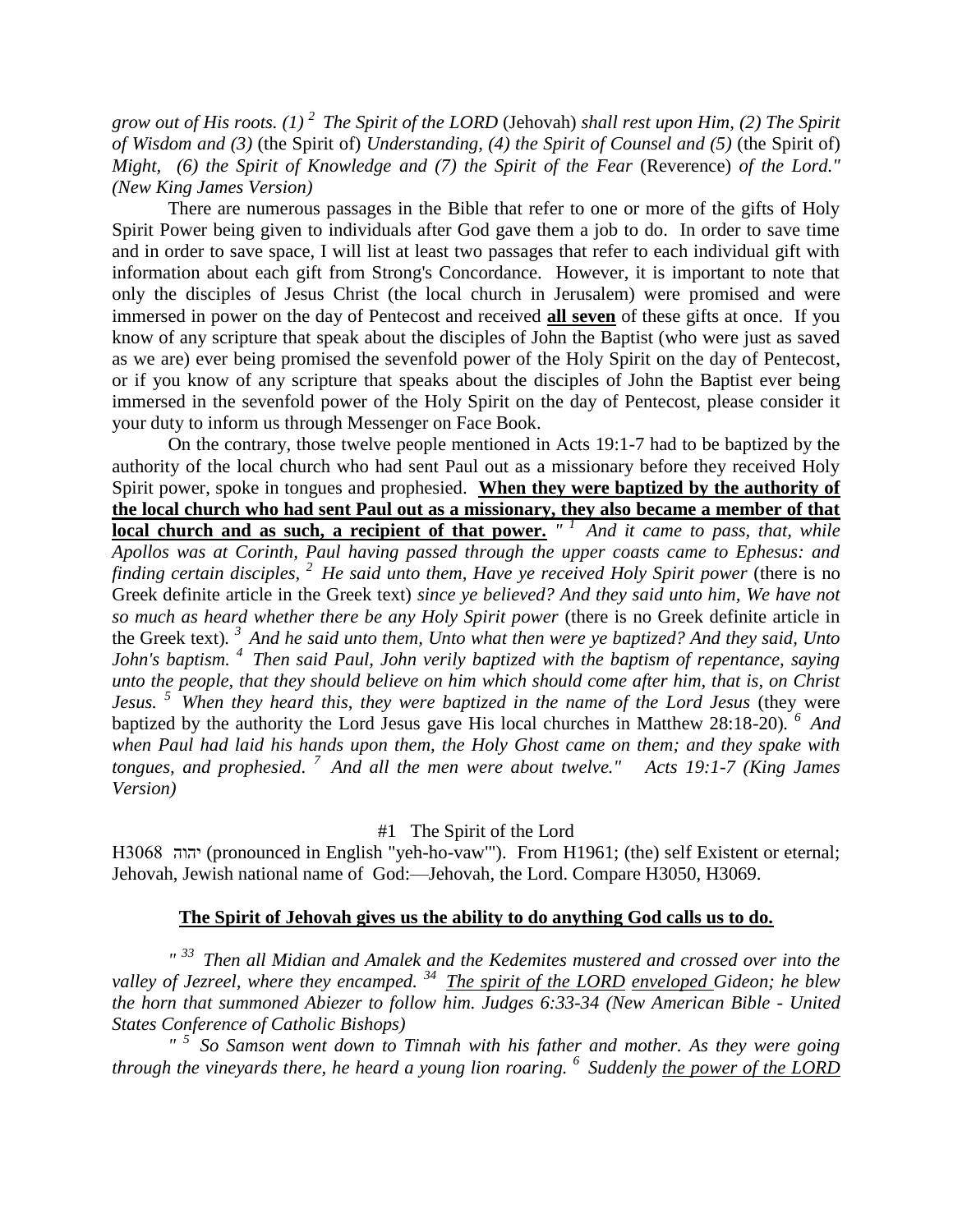*grow out of His roots. (1) [2] The Spirit of the LORD* (Jehovah) *shall rest upon Him, (2) The Spirit of Wisdom and (3)* (the Spirit of) *Understanding, (4) the Spirit of Counsel and (5)* (the Spirit of) *Might, (6) the Spirit of Knowledge and (7) the Spirit of the Fear* (Reverence) *of the Lord." (New King James Version)*

There are numerous passages in the Bible that refer to one or more of the gifts of Holy Spirit Power being given to individuals after God gave them a job to do. In order to save time and in order to save space, I will list at least two passages that refer to each individual gift with information about each gift from Strong's Concordance. However, it is important to note that only the disciples of Jesus Christ (the local church in Jerusalem) were promised and were immersed in power on the day of Pentecost and received **all seven** of these gifts at once. If you know of any scripture that speak about the disciples of John the Baptist (who were just as saved as we are) ever being promised the sevenfold power of the Holy Spirit on the day of Pentecost, or if you know of any scripture that speaks about the disciples of John the Baptist ever being immersed in the sevenfold power of the Holy Spirit on the day of Pentecost, please consider it your duty to inform us through Messenger on Face Book.

On the contrary, those twelve people mentioned in Acts 19:1-7 had to be baptized by the authority of the local church who had sent Paul out as a missionary before they received Holy Spirit power, spoke in tongues and prophesied. **When they were baptized by the authority of the local church who had sent Paul out as a missionary, they also became a member of that local church and as such, a recipient of that power.** *" [1] And it came to pass, that, while Apollos was at Corinth, Paul having passed through the upper coasts came to Ephesus: and finding certain disciples, [2] He said unto them, Have ye received Holy Spirit power* (there is no Greek definite article in the Greek text) *since ye believed? And they said unto him, We have not so much as heard whether there be any Holy Spirit power* (there is no Greek definite article in the Greek text). *[3] And he said unto them, Unto what then were ye baptized? And they said, Unto John's baptism. [4] Then said Paul, John verily baptized with the baptism of repentance, saying unto the people, that they should believe on him which should come after him, that is, on Christ Jesus. [5] When they heard this, they were baptized in the name of the Lord Jesus* (they were baptized by the authority the Lord Jesus gave His local churches in Matthew 28:18-20). *[6] And when Paul had laid his hands upon them, the Holy Ghost came on them; and they spake with tongues, and prophesied. [7] And all the men were about twelve." Acts 19:1-7 (King James Version)*

#1 The Spirit of the Lord

H3068 יהוה (pronounced in English "yeh-ho-vaw'"). From H1961; (the) self Existent or eternal; Jehovah, Jewish national name of God:—Jehovah, the Lord. Compare H3050, H3069.

**The Spirit of Jehovah gives us the ability to do anything God calls us to do.**

*" [33] Then all Midian and Amalek and the Kedemites mustered and crossed over into the valley of Jezreel, where they encamped. [34] The spirit of the LORD enveloped Gideon; he blew the horn that summoned Abiezer to follow him. Judges 6:33-34 (New American Bible - United States Conference of Catholic Bishops)*

*" [5] So Samson went down to Timnah with his father and mother. As they were going through the vineyards there, he heard a young lion roaring. [6] Suddenly the power of the LORD*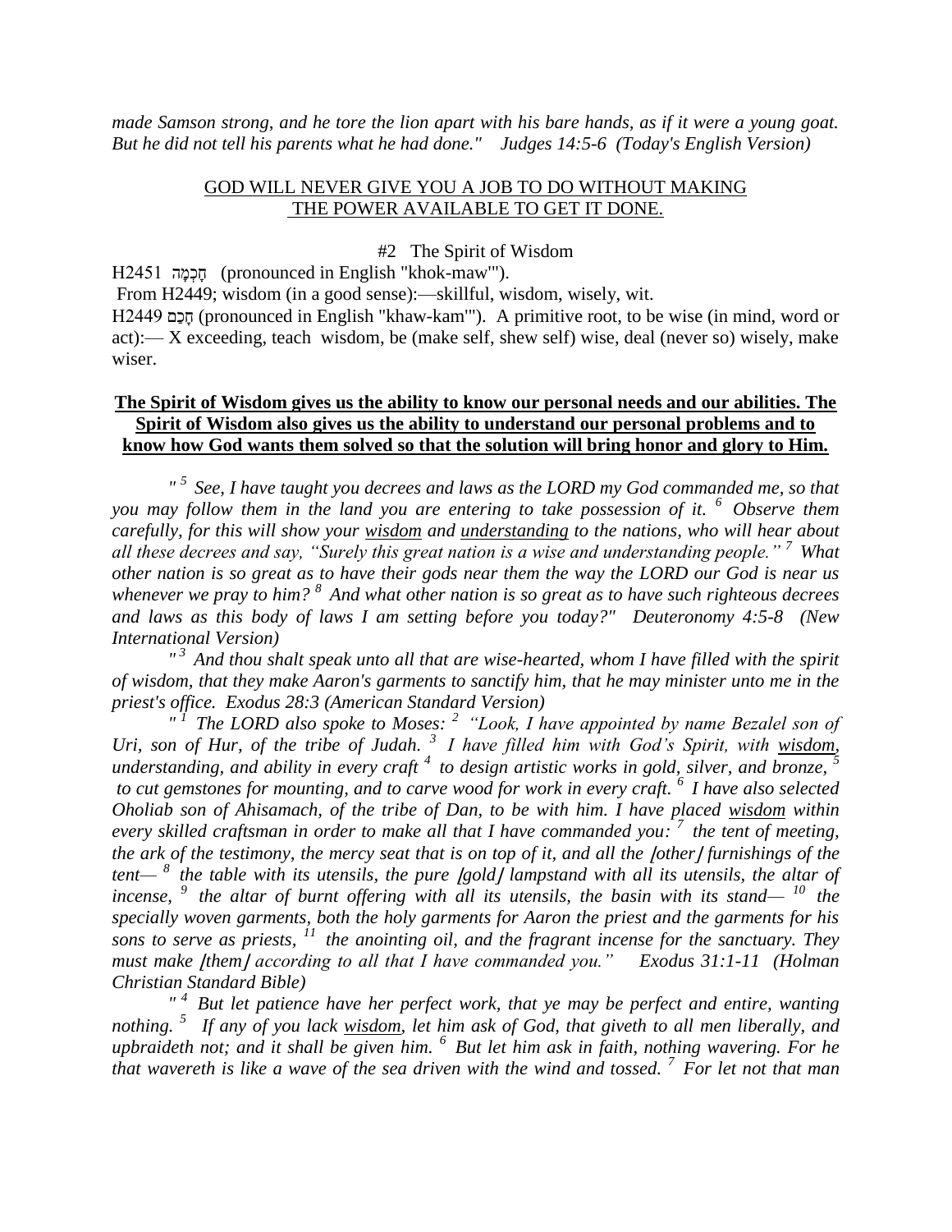*made Samson strong, and he tore the lion apart with his bare hands, as if it were a young goat. But he did not tell his parents what he had done." Judges 14:5-6 (Today's English Version)*

<u>GOD WILL NEVER GIVE YOU A JOB TO DO WITHOUT MAKING THE POWER AVAILABLE TO GET IT DONE.</u>

#2 The Spirit of Wisdom

H2451 חָכְמָה (pronounced in English "khok-maw'").
From H2449; wisdom (in a good sense):—skillful, wisdom, wisely, wit.
H2449 חָכַם (pronounced in English "khaw-kam'"). A primitive root, to be wise (in mind, word or act):— X exceeding, teach wisdom, be (make self, shew self) wise, deal (never so) wisely, make wiser.

**<u>The Spirit of Wisdom gives us the ability to know our personal needs and our abilities. The Spirit of Wisdom also gives us the ability to understand our personal problems and to know how God wants them solved so that the solution will bring honor and glory to Him.</u>**

*" 5 See, I have taught you decrees and laws as the LORD my God commanded me, so that you may follow them in the land you are entering to take possession of it. 6 Observe them carefully, for this will show your <u>wisdom</u> and <u>understanding</u> to the nations, who will hear about all these decrees and say, "Surely this great nation is a wise and understanding people." 7 What other nation is so great as to have their gods near them the way the LORD our God is near us whenever we pray to him? 8 And what other nation is so great as to have such righteous decrees and laws as this body of laws I am setting before you today?" Deuteronomy 4:5-8 (New International Version)*

*" 3 And thou shalt speak unto all that are wise-hearted, whom I have filled with the spirit of wisdom, that they make Aaron's garments to sanctify him, that he may minister unto me in the priest's office. Exodus 28:3 (American Standard Version)*

*" 1 The LORD also spoke to Moses: 2 "Look, I have appointed by name Bezalel son of Uri, son of Hur, of the tribe of Judah. 3 I have filled him with God's Spirit, with <u>wisdom</u>, understanding, and ability in every craft 4 to design artistic works in gold, silver, and bronze, 5 to cut gemstones for mounting, and to carve wood for work in every craft. 6 I have also selected Oholiab son of Ahisamach, of the tribe of Dan, to be with him. I have placed <u>wisdom</u> within every skilled craftsman in order to make all that I have commanded you: 7 the tent of meeting, the ark of the testimony, the mercy seat that is on top of it, and all the [other] furnishings of the tent— 8 the table with its utensils, the pure [gold] lampstand with all its utensils, the altar of incense, 9 the altar of burnt offering with all its utensils, the basin with its stand— 10 the specially woven garments, both the holy garments for Aaron the priest and the garments for his sons to serve as priests, 11 the anointing oil, and the fragrant incense for the sanctuary. They must make [them] according to all that I have commanded you." Exodus 31:1-11 (Holman Christian Standard Bible)*

*" 4 But let patience have her perfect work, that ye may be perfect and entire, wanting nothing. 5 If any of you lack <u>wisdom</u>, let him ask of God, that giveth to all men liberally, and upbraideth not; and it shall be given him. 6 But let him ask in faith, nothing wavering. For he that wavereth is like a wave of the sea driven with the wind and tossed. 7 For let not that man*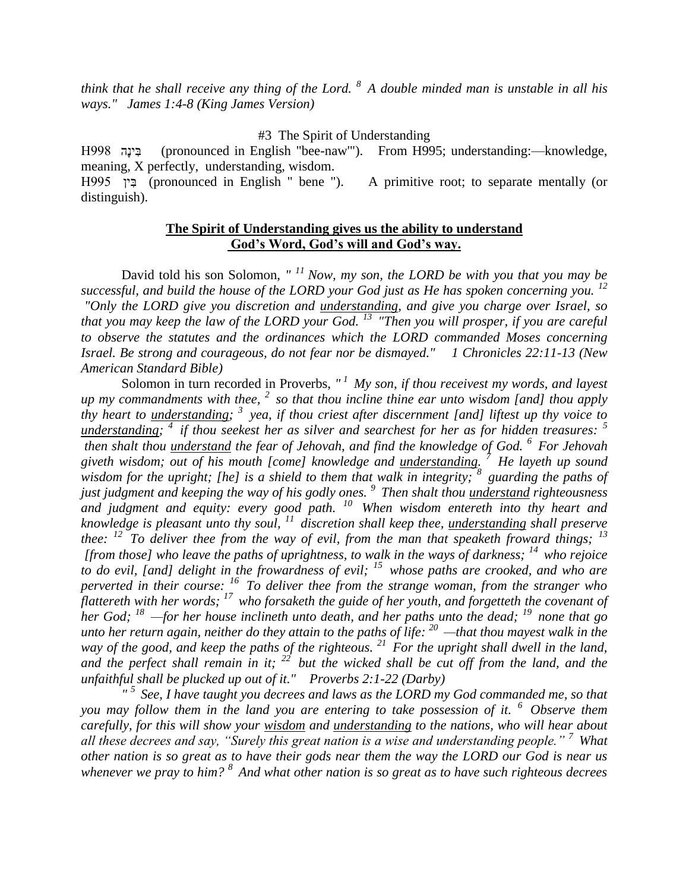*think that he shall receive any thing of the Lord. [8] A double minded man is unstable in all his ways." James 1:4-8 (King James Version)*

#3 The Spirit of Understanding

H998 בִּינָה (pronounced in English "bee-naw'"). From H995; understanding:—knowledge, meaning, X perfectly, understanding, wisdom.
H995 בִּין (pronounced in English " bene "). A primitive root; to separate mentally (or distinguish).

**<u>The Spirit of Understanding gives us the ability to understand God's Word, God's will and God's way.</u>**

David told his son Solomon, *" [11] Now, my son, the LORD be with you that you may be successful, and build the house of the LORD your God just as He has spoken concerning you. [12] "Only the LORD give you discretion and <u>understanding</u>, and give you charge over Israel, so that you may keep the law of the LORD your God. [13] "Then you will prosper, if you are careful to observe the statutes and the ordinances which the LORD commanded Moses concerning Israel. Be strong and courageous, do not fear nor be dismayed." 1 Chronicles 22:11-13 (New American Standard Bible)*

Solomon in turn recorded in Proverbs, *" [1] My son, if thou receivest my words, and layest up my commandments with thee, [2] so that thou incline thine ear unto wisdom [and] thou apply thy heart to <u>understanding</u>; [3] yea, if thou criest after discernment [and] liftest up thy voice to <u>understanding</u>; [4] if thou seekest her as silver and searchest for her as for hidden treasures: [5] then shalt thou <u>understand</u> the fear of Jehovah, and find the knowledge of God. [6] For Jehovah giveth wisdom; out of his mouth [come] knowledge and <u>understanding</u>. [7] He layeth up sound wisdom for the upright; [he] is a shield to them that walk in integrity; [8] guarding the paths of just judgment and keeping the way of his godly ones. [9] Then shalt thou <u>understand</u> righteousness and judgment and equity: every good path. [10] When wisdom entereth into thy heart and knowledge is pleasant unto thy soul, [11] discretion shall keep thee, <u>understanding</u> shall preserve thee: [12] To deliver thee from the way of evil, from the man that speaketh froward things; [13] [from those] who leave the paths of uprightness, to walk in the ways of darkness; [14] who rejoice to do evil, [and] delight in the frowardness of evil; [15] whose paths are crooked, and who are perverted in their course: [16] To deliver thee from the strange woman, from the stranger who flattereth with her words; [17] who forsaketh the guide of her youth, and forgetteth the covenant of her God; [18] —for her house inclineth unto death, and her paths unto the dead; [19] none that go unto her return again, neither do they attain to the paths of life: [20] —that thou mayest walk in the way of the good, and keep the paths of the righteous. [21] For the upright shall dwell in the land, and the perfect shall remain in it; [22] but the wicked shall be cut off from the land, and the unfaithful shall be plucked up out of it." Proverbs 2:1-22 (Darby)*

*" [5] See, I have taught you decrees and laws as the LORD my God commanded me, so that you may follow them in the land you are entering to take possession of it. [6] Observe them carefully, for this will show your <u>wisdom</u> and <u>understanding</u> to the nations, who will hear about all these decrees and say, "Surely this great nation is a wise and understanding people." [7] What other nation is so great as to have their gods near them the way the LORD our God is near us whenever we pray to him? [8] And what other nation is so great as to have such righteous decrees*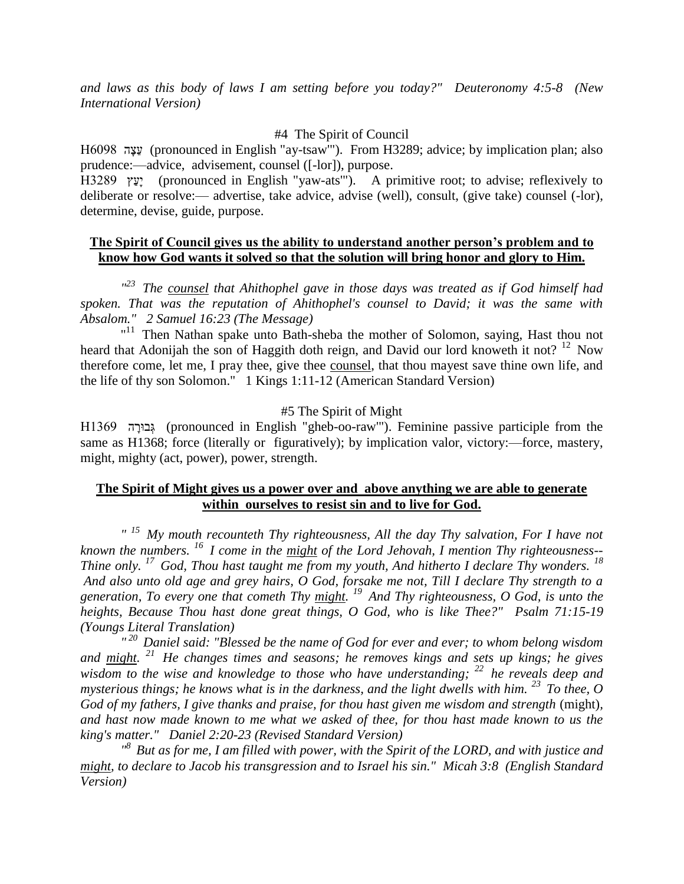*and laws as this body of laws I am setting before you today?" Deuteronomy 4:5-8 (New International Version)*

#4 The Spirit of Council

H6098 עֵצָה (pronounced in English "ay-tsaw'"). From H3289; advice; by implication plan; also prudence:—advice, advisement, counsel ([-lor]), purpose.

H3289 יָעַץ (pronounced in English "yaw-ats'"). A primitive root; to advise; reflexively to deliberate or resolve:— advertise, take advice, advise (well), consult, (give take) counsel (-lor), determine, devise, guide, purpose.

**The Spirit of Council gives us the ability to understand another person's problem and to know how God wants it solved so that the solution will bring honor and glory to Him.**

*"[23] The counsel that Ahithophel gave in those days was treated as if God himself had spoken. That was the reputation of Ahithophel's counsel to David; it was the same with Absalom." 2 Samuel 16:23 (The Message)*

"[11] Then Nathan spake unto Bath-sheba the mother of Solomon, saying, Hast thou not heard that Adonijah the son of Haggith doth reign, and David our lord knoweth it not? [12] Now therefore come, let me, I pray thee, give thee counsel, that thou mayest save thine own life, and the life of thy son Solomon." 1 Kings 1:11-12 (American Standard Version)

#5 The Spirit of Might

H1369 גְּבוּרָה (pronounced in English "gheb-oo-raw'"). Feminine passive participle from the same as H1368; force (literally or figuratively); by implication valor, victory:—force, mastery, might, mighty (act, power), power, strength.

**The Spirit of Might gives us a power over and above anything we are able to generate within ourselves to resist sin and to live for God.**

*" [15] My mouth recounteth Thy righteousness, All the day Thy salvation, For I have not known the numbers. [16] I come in the might of the Lord Jehovah, I mention Thy righteousness--Thine only. [17] God, Thou hast taught me from my youth, And hitherto I declare Thy wonders. [18] And also unto old age and grey hairs, O God, forsake me not, Till I declare Thy strength to a generation, To every one that cometh Thy might. [19] And Thy righteousness, O God, is unto the heights, Because Thou hast done great things, O God, who is like Thee?" Psalm 71:15-19 (Youngs Literal Translation)*

*" [20] Daniel said: "Blessed be the name of God for ever and ever; to whom belong wisdom and might. [21] He changes times and seasons; he removes kings and sets up kings; he gives wisdom to the wise and knowledge to those who have understanding; [22] he reveals deep and mysterious things; he knows what is in the darkness, and the light dwells with him. [23] To thee, O God of my fathers, I give thanks and praise, for thou hast given me wisdom and strength* (might), *and hast now made known to me what we asked of thee, for thou hast made known to us the king's matter." Daniel 2:20-23 (Revised Standard Version)*

*"[8] But as for me, I am filled with power, with the Spirit of the LORD, and with justice and might, to declare to Jacob his transgression and to Israel his sin." Micah 3:8 (English Standard Version)*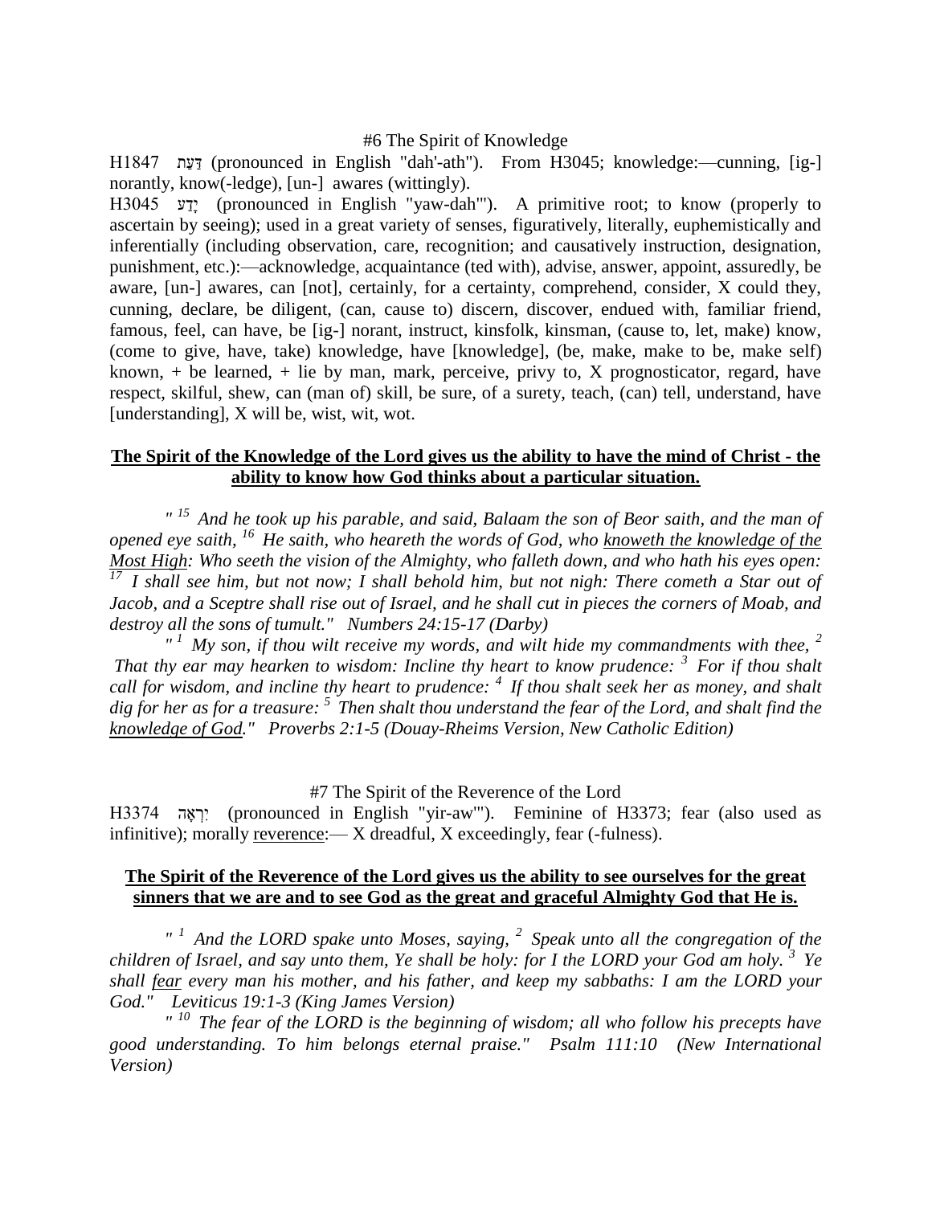#6 The Spirit of Knowledge

H1847 דַּעַת (pronounced in English "dah'-ath"). From H3045; knowledge:—cunning, [ig-] norantly, know(-ledge), [un-] awares (wittingly).

H3045 יָדַע (pronounced in English "yaw-dah'"). A primitive root; to know (properly to ascertain by seeing); used in a great variety of senses, figuratively, literally, euphemistically and inferentially (including observation, care, recognition; and causatively instruction, designation, punishment, etc.):—acknowledge, acquaintance (ted with), advise, answer, appoint, assuredly, be aware, [un-] awares, can [not], certainly, for a certainty, comprehend, consider, X could they, cunning, declare, be diligent, (can, cause to) discern, discover, endued with, familiar friend, famous, feel, can have, be [ig-] norant, instruct, kinsfolk, kinsman, (cause to, let, make) know, (come to give, have, take) knowledge, have [knowledge], (be, make, make to be, make self) known, + be learned, + lie by man, mark, perceive, privy to, X prognosticator, regard, have respect, skilful, shew, can (man of) skill, be sure, of a surety, teach, (can) tell, understand, have [understanding], X will be, wist, wit, wot.

**<u>The Spirit of the Knowledge of the Lord gives us the ability to have the mind of Christ - the ability to know how God thinks about a particular situation.</u>**

*" [15] And he took up his parable, and said, Balaam the son of Beor saith, and the man of opened eye saith, [16] He saith, who heareth the words of God, who <u>knoweth the knowledge of the Most High</u>: Who seeth the vision of the Almighty, who falleth down, and who hath his eyes open: [17] I shall see him, but not now; I shall behold him, but not nigh: There cometh a Star out of Jacob, and a Sceptre shall rise out of Israel, and he shall cut in pieces the corners of Moab, and destroy all the sons of tumult." Numbers 24:15-17 (Darby)*

*" [1] My son, if thou wilt receive my words, and wilt hide my commandments with thee, [2] That thy ear may hearken to wisdom: Incline thy heart to know prudence: [3] For if thou shalt call for wisdom, and incline thy heart to prudence: [4] If thou shalt seek her as money, and shalt dig for her as for a treasure: [5] Then shalt thou understand the fear of the Lord, and shalt find the <u>knowledge of God</u>." Proverbs 2:1-5 (Douay-Rheims Version, New Catholic Edition)*

#7 The Spirit of the Reverence of the Lord

H3374 יִרְאָה (pronounced in English "yir-aw'"). Feminine of H3373; fear (also used as infinitive); morally <u>reverence</u>:— X dreadful, X exceedingly, fear (-fulness).

**<u>The Spirit of the Reverence of the Lord gives us the ability to see ourselves for the great sinners that we are and to see God as the great and graceful Almighty God that He is.</u>**

*" [1] And the LORD spake unto Moses, saying, [2] Speak unto all the congregation of the children of Israel, and say unto them, Ye shall be holy: for I the LORD your God am holy. [3] Ye shall <u>fear</u> every man his mother, and his father, and keep my sabbaths: I am the LORD your God." Leviticus 19:1-3 (King James Version)*

*" [10] The fear of the LORD is the beginning of wisdom; all who follow his precepts have good understanding. To him belongs eternal praise." Psalm 111:10 (New International Version)*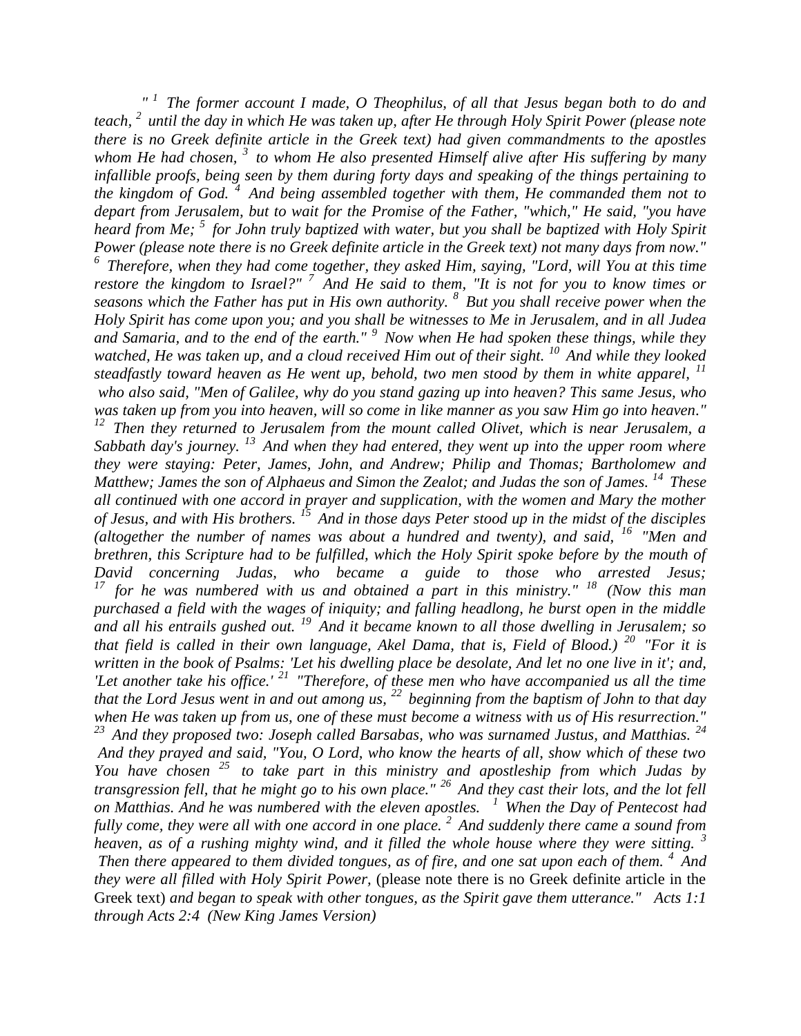*" [1] The former account I made, O Theophilus, of all that Jesus began both to do and teach, [2] until the day in which He was taken up, after He through Holy Spirit Power (please note there is no Greek definite article in the Greek text) had given commandments to the apostles whom He had chosen, [3] to whom He also presented Himself alive after His suffering by many infallible proofs, being seen by them during forty days and speaking of the things pertaining to the kingdom of God. [4] And being assembled together with them, He commanded them not to depart from Jerusalem, but to wait for the Promise of the Father, "which," He said, "you have heard from Me; [5] for John truly baptized with water, but you shall be baptized with Holy Spirit Power (please note there is no Greek definite article in the Greek text) not many days from now." [6] Therefore, when they had come together, they asked Him, saying, "Lord, will You at this time restore the kingdom to Israel?" [7] And He said to them, "It is not for you to know times or seasons which the Father has put in His own authority. [8] But you shall receive power when the Holy Spirit has come upon you; and you shall be witnesses to Me in Jerusalem, and in all Judea and Samaria, and to the end of the earth." [9] Now when He had spoken these things, while they watched, He was taken up, and a cloud received Him out of their sight. [10] And while they looked steadfastly toward heaven as He went up, behold, two men stood by them in white apparel, [11] who also said, "Men of Galilee, why do you stand gazing up into heaven? This same Jesus, who was taken up from you into heaven, will so come in like manner as you saw Him go into heaven." [12] Then they returned to Jerusalem from the mount called Olivet, which is near Jerusalem, a Sabbath day's journey. [13] And when they had entered, they went up into the upper room where they were staying: Peter, James, John, and Andrew; Philip and Thomas; Bartholomew and Matthew; James the son of Alphaeus and Simon the Zealot; and Judas the son of James. [14] These all continued with one accord in prayer and supplication, with the women and Mary the mother of Jesus, and with His brothers. [15] And in those days Peter stood up in the midst of the disciples (altogether the number of names was about a hundred and twenty), and said, [16] "Men and brethren, this Scripture had to be fulfilled, which the Holy Spirit spoke before by the mouth of David concerning Judas, who became a guide to those who arrested Jesus; [17] for he was numbered with us and obtained a part in this ministry." [18] (Now this man purchased a field with the wages of iniquity; and falling headlong, he burst open in the middle and all his entrails gushed out. [19] And it became known to all those dwelling in Jerusalem; so that field is called in their own language, Akel Dama, that is, Field of Blood.) [20] "For it is written in the book of Psalms: 'Let his dwelling place be desolate, And let no one live in it'; and, 'Let another take his office.' [21] "Therefore, of these men who have accompanied us all the time that the Lord Jesus went in and out among us, [22] beginning from the baptism of John to that day when He was taken up from us, one of these must become a witness with us of His resurrection." [23] And they proposed two: Joseph called Barsabas, who was surnamed Justus, and Matthias. [24] And they prayed and said, "You, O Lord, who know the hearts of all, show which of these two You have chosen [25] to take part in this ministry and apostleship from which Judas by transgression fell, that he might go to his own place." [26] And they cast their lots, and the lot fell on Matthias. And he was numbered with the eleven apostles. [1] When the Day of Pentecost had fully come, they were all with one accord in one place. [2] And suddenly there came a sound from heaven, as of a rushing mighty wind, and it filled the whole house where they were sitting. [3] Then there appeared to them divided tongues, as of fire, and one sat upon each of them. [4] And they were all filled with Holy Spirit Power,* (please note there is no Greek definite article in the Greek text) *and began to speak with other tongues, as the Spirit gave them utterance." Acts 1:1 through Acts 2:4 (New King James Version)*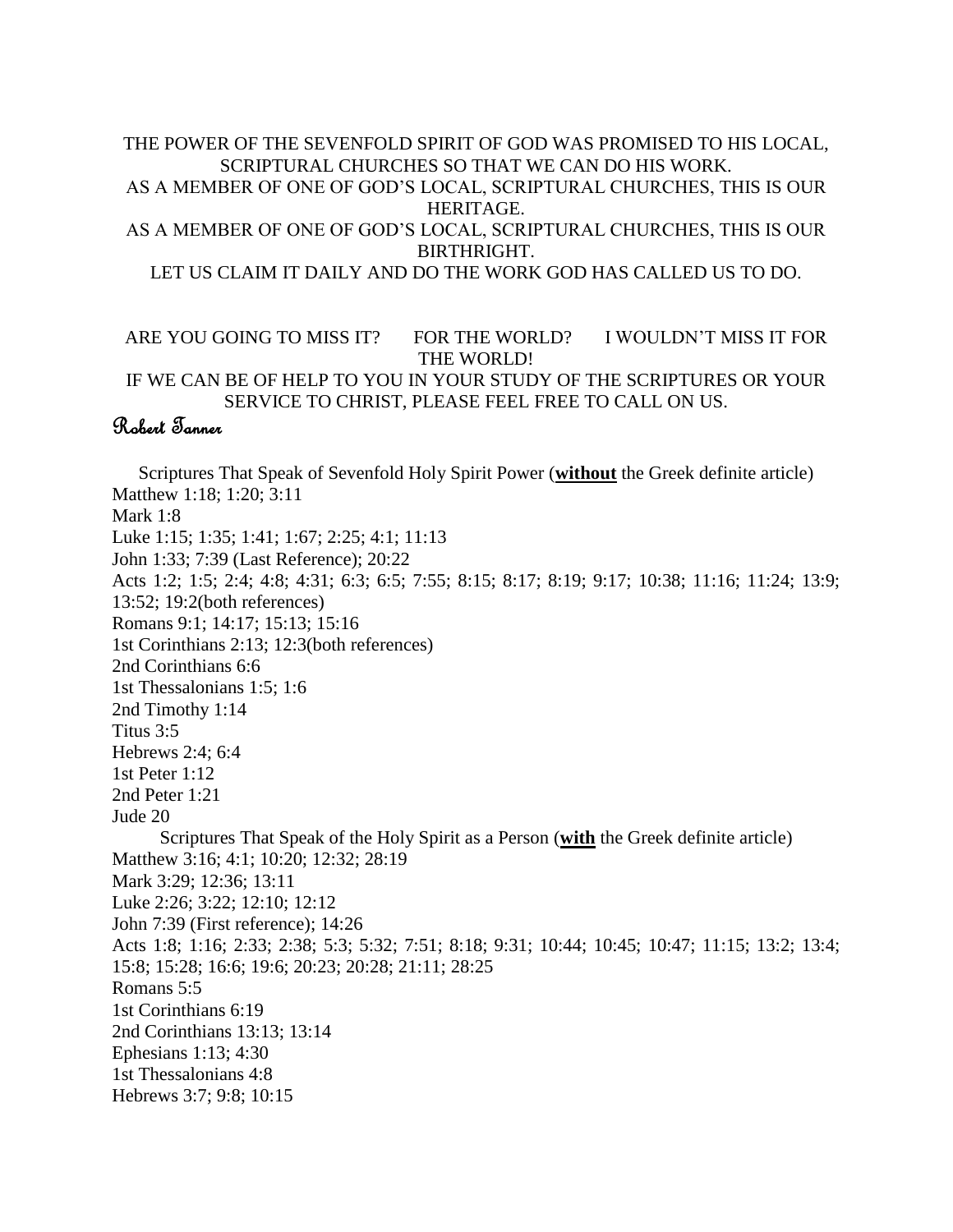THE POWER OF THE SEVENFOLD SPIRIT OF GOD WAS PROMISED TO HIS LOCAL, SCRIPTURAL CHURCHES SO THAT WE CAN DO HIS WORK.
AS A MEMBER OF ONE OF GOD'S LOCAL, SCRIPTURAL CHURCHES, THIS IS OUR HERITAGE.
AS A MEMBER OF ONE OF GOD'S LOCAL, SCRIPTURAL CHURCHES, THIS IS OUR BIRTHRIGHT.
LET US CLAIM IT DAILY AND DO THE WORK GOD HAS CALLED US TO DO.

ARE YOU GOING TO MISS IT? FOR THE WORLD? I WOULDN'T MISS IT FOR THE WORLD!
IF WE CAN BE OF HELP TO YOU IN YOUR STUDY OF THE SCRIPTURES OR YOUR SERVICE TO CHRIST, PLEASE FEEL FREE TO CALL ON US.

*Robert Tanner*

Scriptures That Speak of Sevenfold Holy Spirit Power (**without** the Greek definite article)
Matthew 1:18; 1:20; 3:11
Mark 1:8
Luke 1:15; 1:35; 1:41; 1:67; 2:25; 4:1; 11:13
John 1:33; 7:39 (Last Reference); 20:22
Acts 1:2; 1:5; 2:4; 4:8; 4:31; 6:3; 6:5; 7:55; 8:15; 8:17; 8:19; 9:17; 10:38; 11:16; 11:24; 13:9; 13:52; 19:2(both references)
Romans 9:1; 14:17; 15:13; 15:16
1st Corinthians 2:13; 12:3(both references)
2nd Corinthians 6:6
1st Thessalonians 1:5; 1:6
2nd Timothy 1:14
Titus 3:5
Hebrews 2:4; 6:4
1st Peter 1:12
2nd Peter 1:21
Jude 20

Scriptures That Speak of the Holy Spirit as a Person (**with** the Greek definite article)
Matthew 3:16; 4:1; 10:20; 12:32; 28:19
Mark 3:29; 12:36; 13:11
Luke 2:26; 3:22; 12:10; 12:12
John 7:39 (First reference); 14:26
Acts 1:8; 1:16; 2:33; 2:38; 5:3; 5:32; 7:51; 8:18; 9:31; 10:44; 10:45; 10:47; 11:15; 13:2; 13:4; 15:8; 15:28; 16:6; 19:6; 20:23; 20:28; 21:11; 28:25
Romans 5:5
1st Corinthians 6:19
2nd Corinthians 13:13; 13:14
Ephesians 1:13; 4:30
1st Thessalonians 4:8
Hebrews 3:7; 9:8; 10:15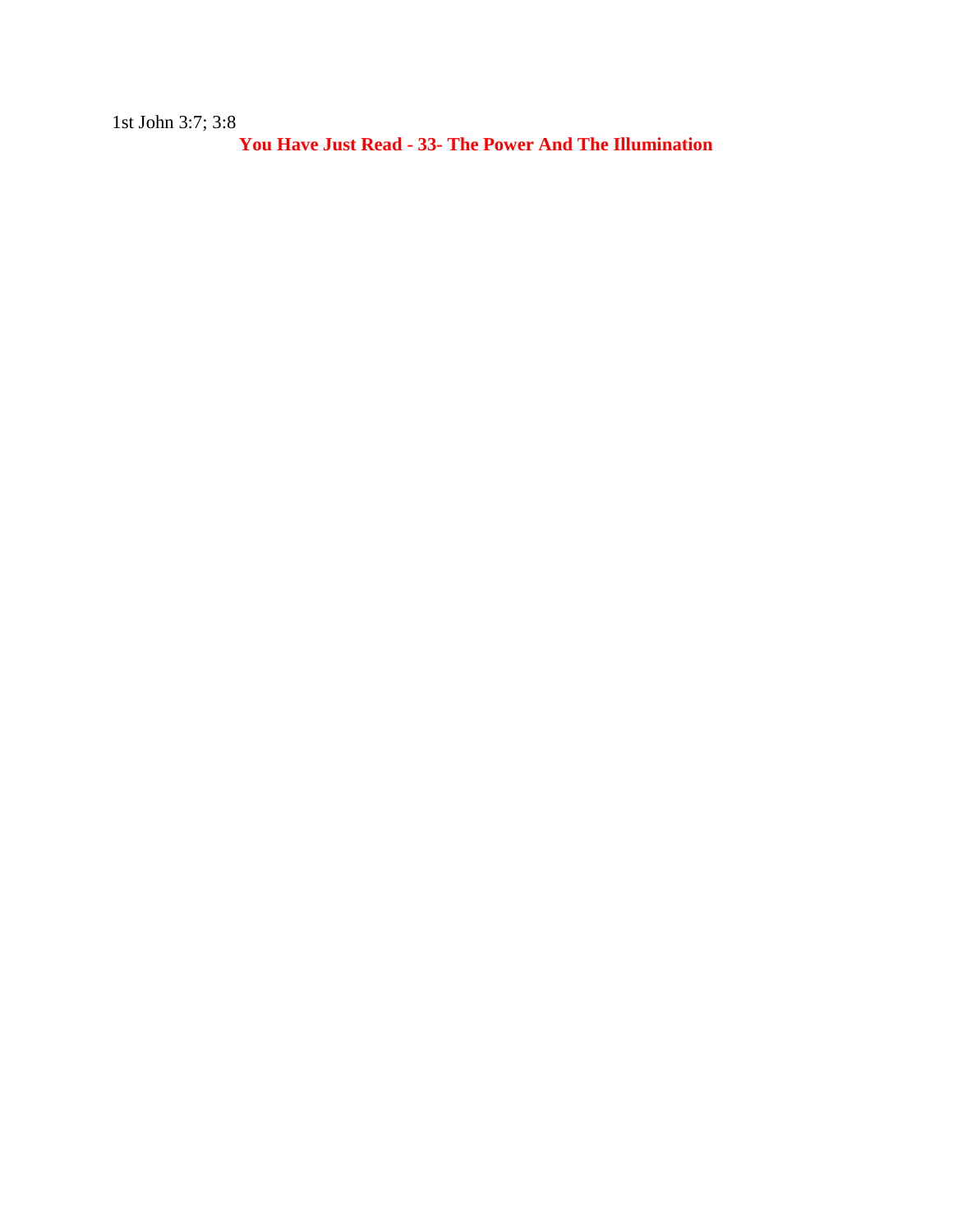1st John 3:7; 3:8

**You Have Just Read - 33- The Power And The Illumination**